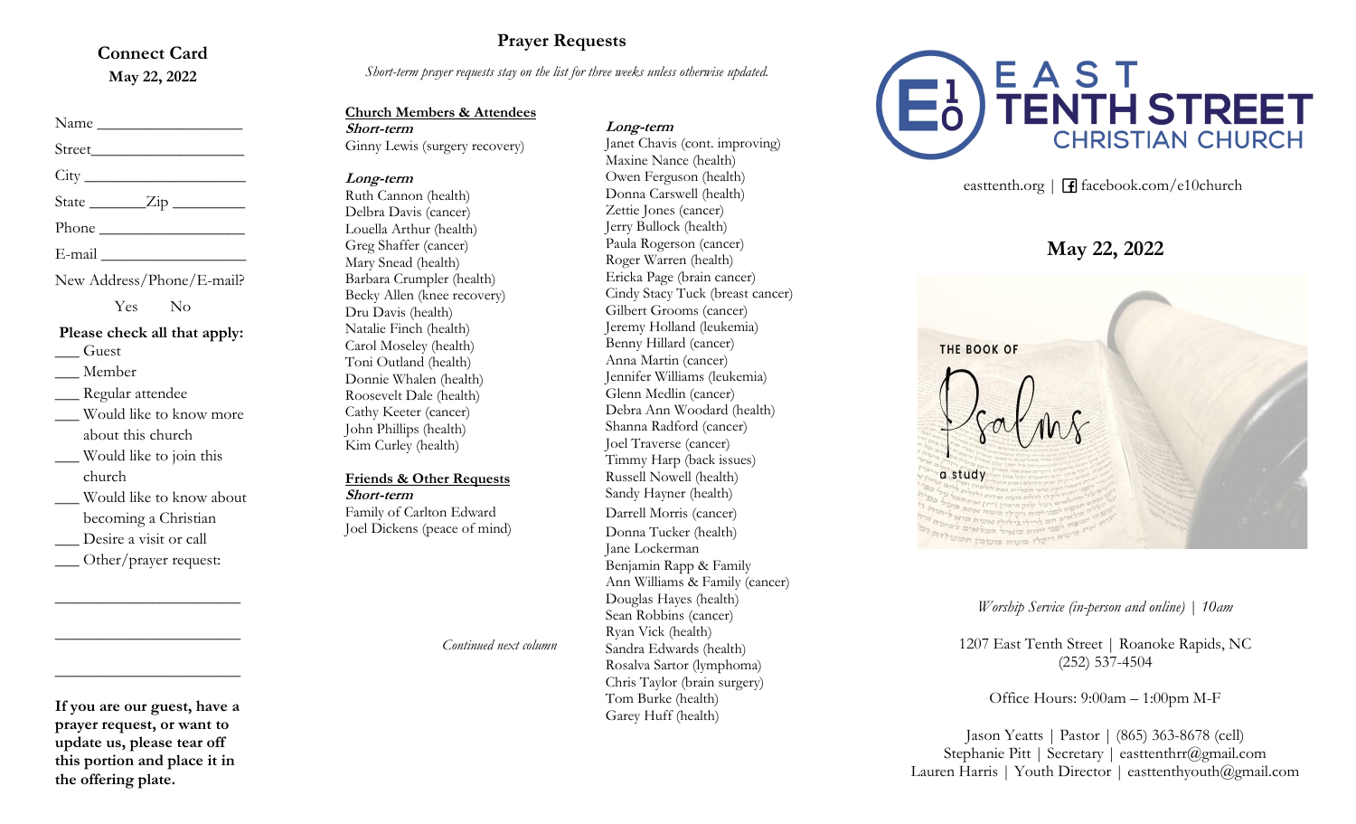## Connect Card

**May 22, 2022**

Name ________________

Street________________

City ________________

State _______Zip ________

Phone ________________

E-mail ________________

New Address/Phone/E-mail?

Yes No

**Please check all that apply:**

___ Guest

___ Member

___ Regular attendee

___ Would like to know more about this church

___ Would like to join this church

___ Would like to know about becoming a Christian

___ Desire a visit or call

___ Other/prayer request:

______________________

______________________

______________________

**If you are our guest, have a prayer request, or want to update us, please tear off this portion and place it in the offering plate.**

## Prayer Requests

*Short-term prayer requests stay on the list for three weeks unless otherwise updated.*

### Church Members & Attendees

***Short-term***

Ginny Lewis (surgery recovery)

***Long-term***

Ruth Cannon (health)
Delbra Davis (cancer)
Louella Arthur (health)
Greg Shaffer (cancer)
Mary Snead (health)
Barbara Crumpler (health)
Becky Allen (knee recovery)
Dru Davis (health)
Natalie Finch (health)
Carol Moseley (health)
Toni Outland (health)
Donnie Whalen (health)
Roosevelt Dale (health)
Cathy Keeter (cancer)
John Phillips (health)
Kim Curley (health)

### Friends & Other Requests

***Short-term***

Family of Carlton Edward
Joel Dickens (peace of mind)

*Continued next column*

***Long-term***

Janet Chavis (cont. improving)
Maxine Nance (health)
Owen Ferguson (health)
Donna Carswell (health)
Zettie Jones (cancer)
Jerry Bullock (health)
Paula Rogerson (cancer)
Roger Warren (health)
Ericka Page (brain cancer)
Cindy Stacy Tuck (breast cancer)
Gilbert Grooms (cancer)
Jeremy Holland (leukemia)
Benny Hillard (cancer)
Anna Martin (cancer)
Jennifer Williams (leukemia)
Glenn Medlin (cancer)
Debra Ann Woodard (health)
Shanna Radford (cancer)
Joel Traverse (cancer)
Timmy Harp (back issues)
Russell Nowell (health)
Sandy Hayner (health)
Darrell Morris (cancer)
Donna Tucker (health)
Jane Lockerman
Benjamin Rapp & Family
Ann Williams & Family (cancer)
Douglas Hayes (health)
Sean Robbins (cancer)
Ryan Vick (health)
Sandra Edwards (health)
Rosalva Sartor (lymphoma)
Chris Taylor (brain surgery)
Tom Burke (health)
Garey Huff (health)

# EAST TENTH STREET CHRISTIAN CHURCH

easttenth.org | facebook.com/e10church

## May 22, 2022

THE BOOK OF Psalms a study

*Worship Service (in-person and online) | 10am*

1207 East Tenth Street | Roanoke Rapids, NC
(252) 537-4504

Office Hours: 9:00am – 1:00pm M-F

Jason Yeatts | Pastor | (865) 363-8678 (cell)
Stephanie Pitt | Secretary | easttenthrr@gmail.com
Lauren Harris | Youth Director | easttenthyouth@gmail.com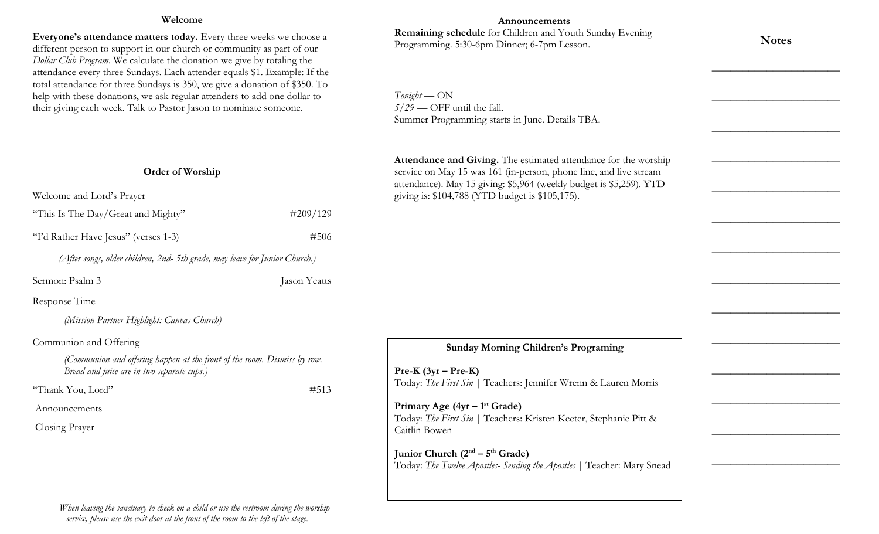## Welcome

**Everyone's attendance matters today.** Every three weeks we choose a different person to support in our church or community as part of our *Dollar Club Program*. We calculate the donation we give by totaling the attendance every three Sundays. Each attender equals $1. Example: If the total attendance for three Sundays is 350, we give a donation of $350. To help with these donations, we ask regular attenders to add one dollar to their giving each week. Talk to Pastor Jason to nominate someone.

## Order of Worship

Welcome and Lord's Prayer

"This Is The Day/Great and Mighty" — #209/129

"I'd Rather Have Jesus" (verses 1-3) — #506

*(After songs, older children, 2nd- 5th grade, may leave for Junior Church.)*

Sermon: Psalm 3 — Jason Yeatts

Response Time

*(Mission Partner Highlight: Canvas Church)*

Communion and Offering

*(Communion and offering happen at the front of the room. Dismiss by row. Bread and juice are in two separate cups.)*

"Thank You, Lord" — #513

Announcements

Closing Prayer

*When leaving the sanctuary to check on a child or use the restroom during the worship service, please use the exit door at the front of the room to the left of the stage.*

## Announcements

**Remaining schedule** for Children and Youth Sunday Evening Programming. 5:30-6pm Dinner; 6-7pm Lesson.

*Tonight* — ON
*5/29* — OFF until the fall.
Summer Programming starts in June. Details TBA.

**Attendance and Giving.** The estimated attendance for the worship service on May 15 was 161 (in-person, phone line, and live stream attendance). May 15 giving: $5,964 (weekly budget is $5,259). YTD giving is: $104,788 (YTD budget is $105,175).

### Sunday Morning Children's Programing

**Pre-K (3yr – Pre-K)**
Today: *The First Sin* | Teachers: Jennifer Wrenn & Lauren Morris

**Primary Age (4yr – 1st Grade)**
Today: *The First Sin* | Teachers: Kristen Keeter, Stephanie Pitt & Caitlin Bowen

**Junior Church (2nd – 5th Grade)**
Today: *The Twelve Apostles- Sending the Apostles* | Teacher: Mary Snead

## Notes

______________________

______________________

______________________

______________________

______________________

______________________

______________________

______________________

______________________

______________________

______________________

______________________

______________________

______________________